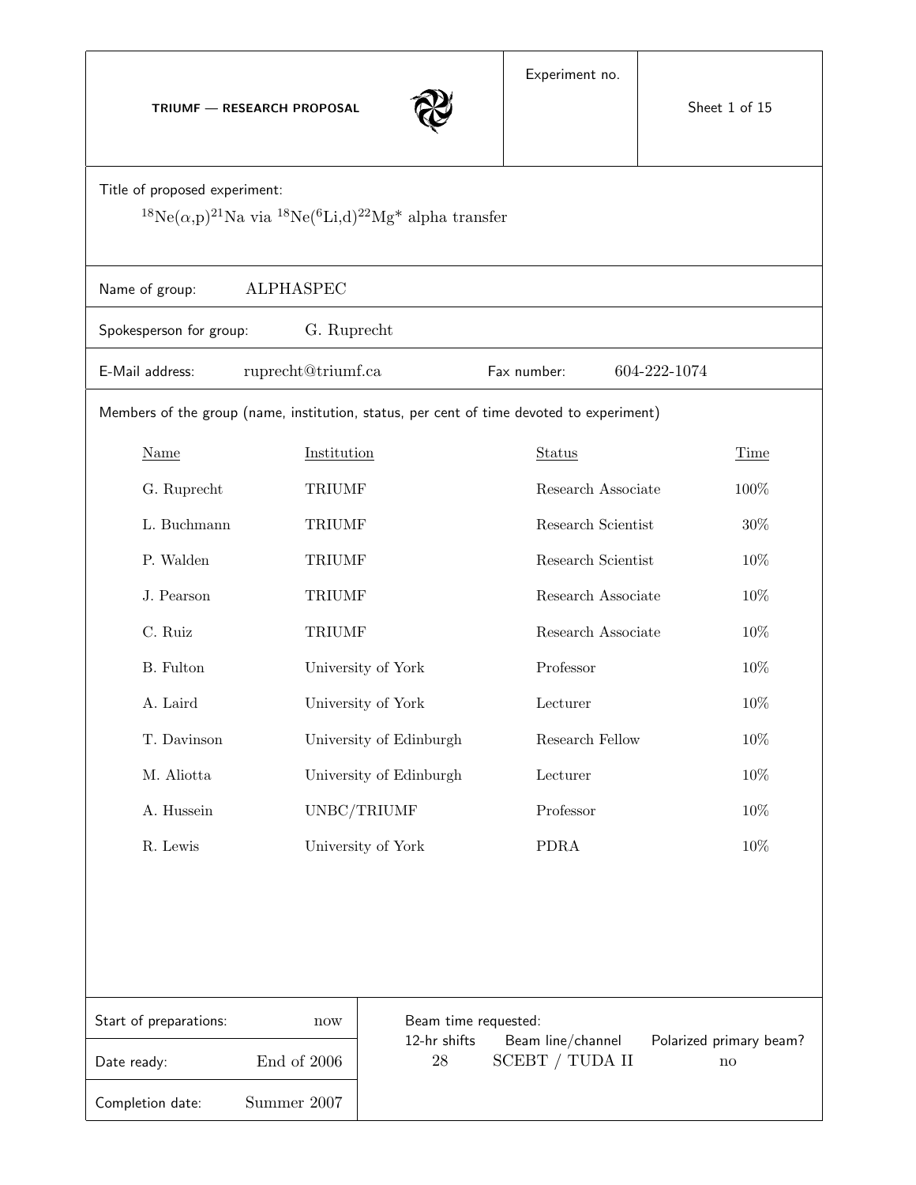**TRIUMF — RESEARCH PROPOSAL**

Experiment no.

Title of proposed experiment:

$^{18}$Ne($\alpha$,p)$^{21}$Na via $^{18}$Ne($^{6}$Li,d)$^{22}$Mg* alpha transfer

Name of group: ALPHASPEC

Spokesperson for group: G. Ruprecht

E-Mail address: ruprecht@triumf.ca

Fax number: 604-222-1074

Members of the group (name, institution, status, per cent of time devoted to experiment)

| Name | Institution | Status | Time |
|---|---|---|---|
| G. Ruprecht | TRIUMF | Research Associate | 100% |
| L. Buchmann | TRIUMF | Research Scientist | 30% |
| P. Walden | TRIUMF | Research Scientist | 10% |
| J. Pearson | TRIUMF | Research Associate | 10% |
| C. Ruiz | TRIUMF | Research Associate | 10% |
| B. Fulton | University of York | Professor | 10% |
| A. Laird | University of York | Lecturer | 10% |
| T. Davinson | University of Edinburgh | Research Fellow | 10% |
| M. Aliotta | University of Edinburgh | Lecturer | 10% |
| A. Hussein | UNBC/TRIUMF | Professor | 10% |
| R. Lewis | University of York | PDRA | 10% |

Start of preparations: now

Date ready: End of 2006

Completion date: Summer 2007

Beam time requested:

| 12-hr shifts | Beam line/channel | Polarized primary beam? |
|---|---|---|
| 28 | SCEBT / TUDA II | no |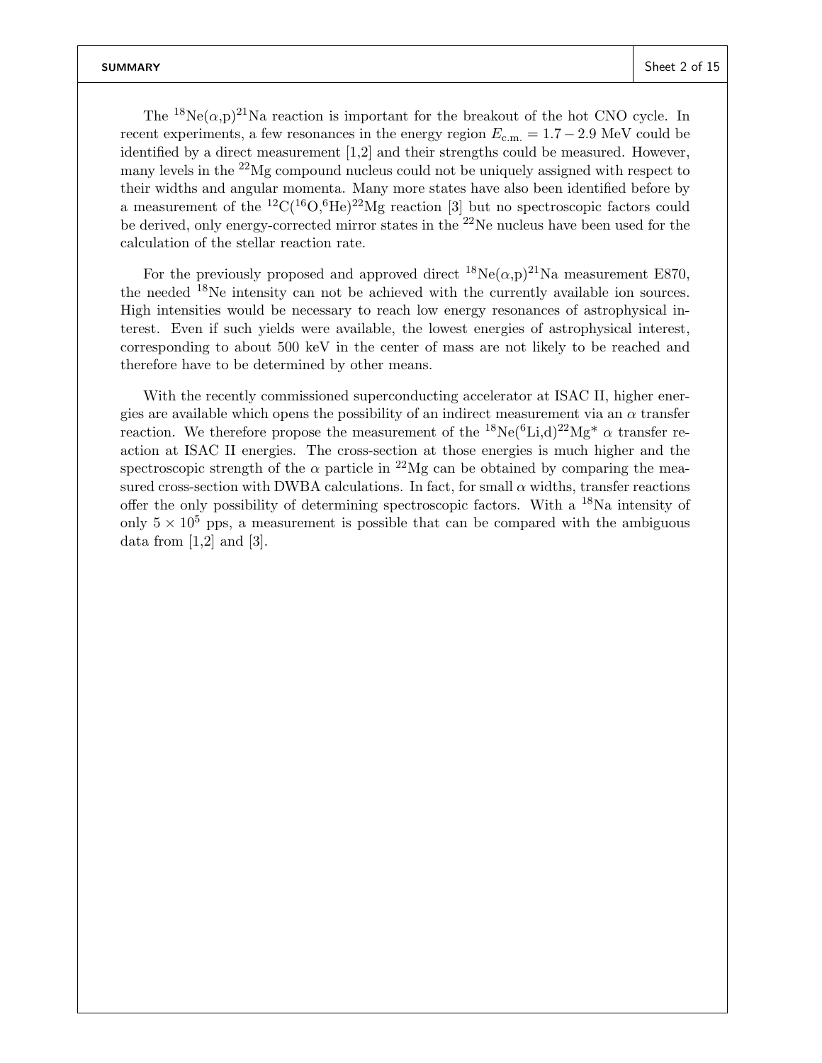## SUMMARY

The $^{18}$Ne($\alpha$,p)$^{21}$Na reaction is important for the breakout of the hot CNO cycle. In recent experiments, a few resonances in the energy region $E_{\mathrm{c.m.}} = 1.7 - 2.9$ MeV could be identified by a direct measurement [1,2] and their strengths could be measured. However, many levels in the $^{22}$Mg compound nucleus could not be uniquely assigned with respect to their widths and angular momenta. Many more states have also been identified before by a measurement of the $^{12}$C($^{16}$O,$^{6}$He)$^{22}$Mg reaction [3] but no spectroscopic factors could be derived, only energy-corrected mirror states in the $^{22}$Ne nucleus have been used for the calculation of the stellar reaction rate.

For the previously proposed and approved direct $^{18}$Ne($\alpha$,p)$^{21}$Na measurement E870, the needed $^{18}$Ne intensity can not be achieved with the currently available ion sources. High intensities would be necessary to reach low energy resonances of astrophysical interest. Even if such yields were available, the lowest energies of astrophysical interest, corresponding to about 500 keV in the center of mass are not likely to be reached and therefore have to be determined by other means.

With the recently commissioned superconducting accelerator at ISAC II, higher energies are available which opens the possibility of an indirect measurement via an $\alpha$ transfer reaction. We therefore propose the measurement of the $^{18}$Ne($^{6}$Li,d)$^{22}$Mg* $\alpha$ transfer reaction at ISAC II energies. The cross-section at those energies is much higher and the spectroscopic strength of the $\alpha$ particle in $^{22}$Mg can be obtained by comparing the measured cross-section with DWBA calculations. In fact, for small $\alpha$ widths, transfer reactions offer the only possibility of determining spectroscopic factors. With a $^{18}$Na intensity of only $5 \times 10^{5}$ pps, a measurement is possible that can be compared with the ambiguous data from [1,2] and [3].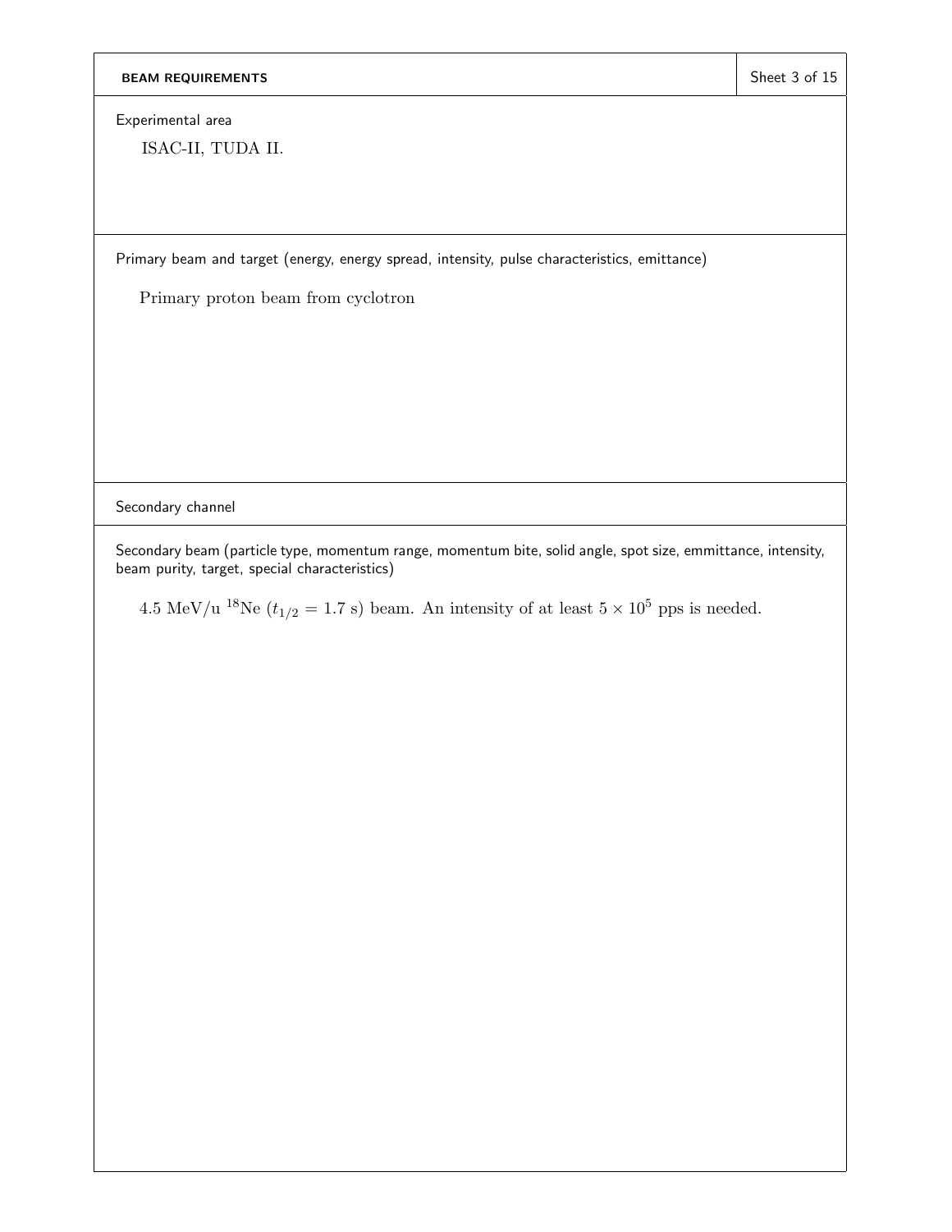## BEAM REQUIREMENTS

**Experimental area**

ISAC-II, TUDA II.

**Primary beam and target (energy, energy spread, intensity, pulse characteristics, emittance)**

Primary proton beam from cyclotron

**Secondary channel**

**Secondary beam (particle type, momentum range, momentum bite, solid angle, spot size, emmittance, intensity, beam purity, target, special characteristics)**

4.5 MeV/u $^{18}$Ne ($t_{1/2} = 1.7$ s) beam. An intensity of at least $5 \times 10^5$ pps is needed.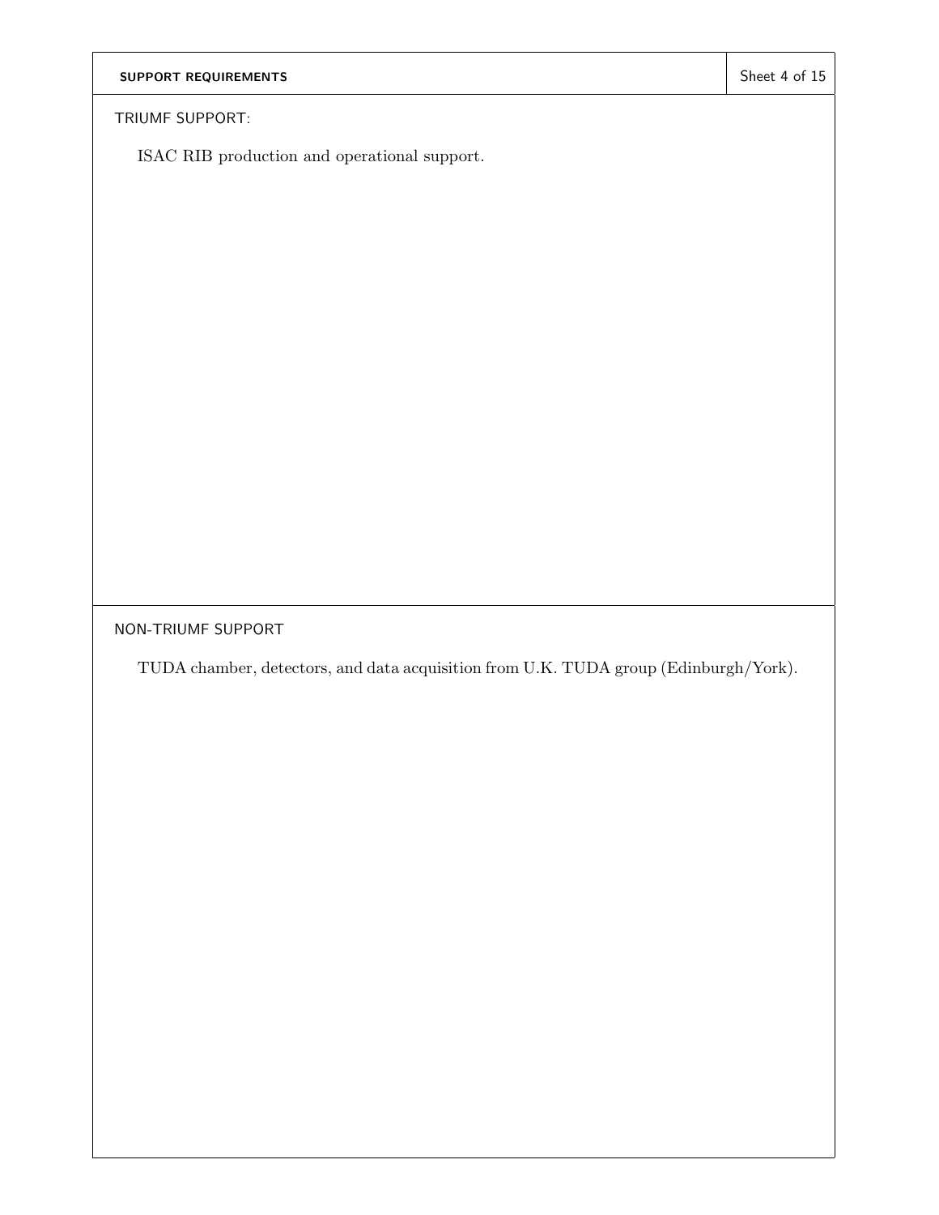## SUPPORT REQUIREMENTS

### TRIUMF SUPPORT:

ISAC RIB production and operational support.

### NON-TRIUMF SUPPORT

TUDA chamber, detectors, and data acquisition from U.K. TUDA group (Edinburgh/York).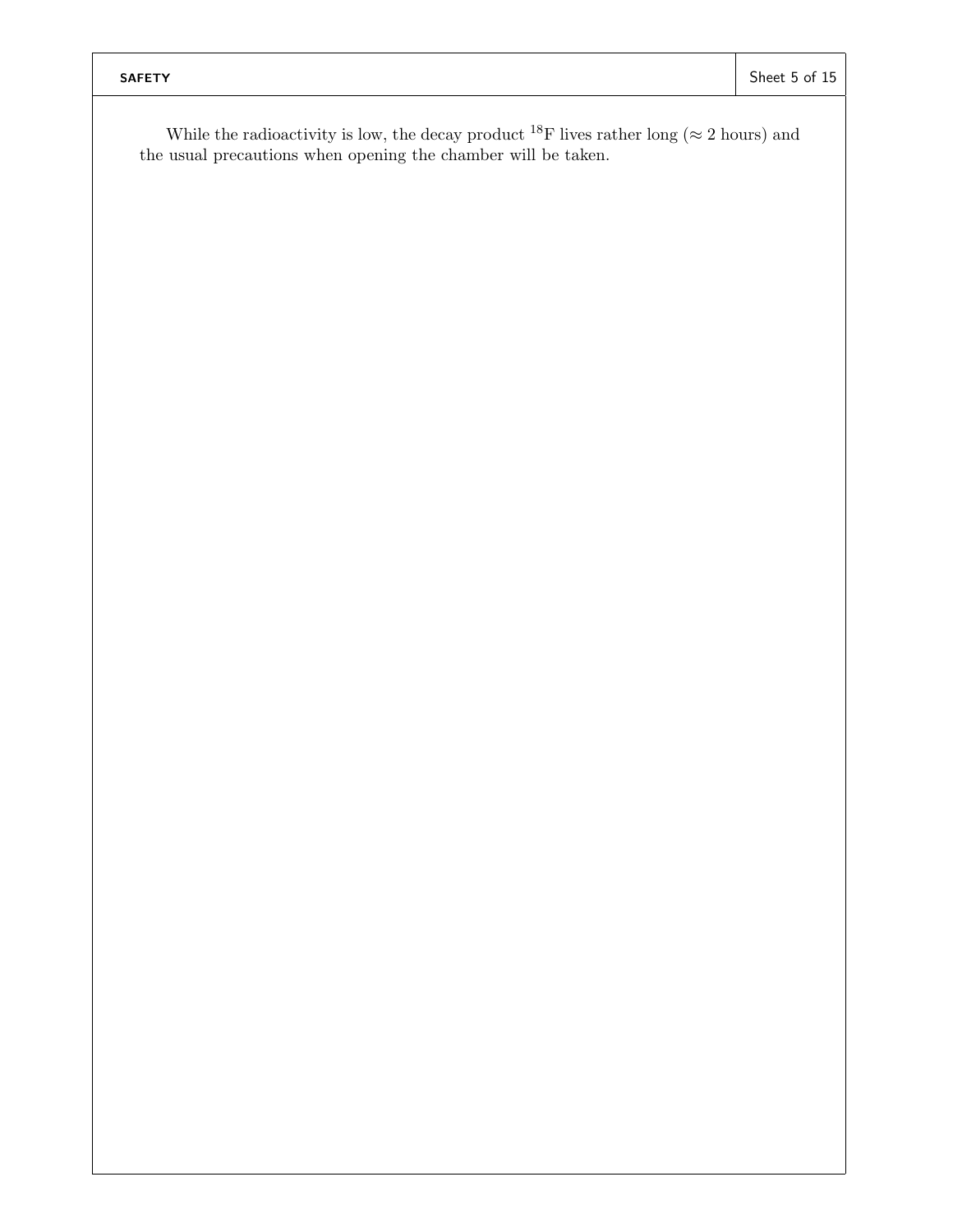While the radioactivity is low, the decay product $^{18}F$ lives rather long ($\approx 2$ hours) and the usual precautions when opening the chamber will be taken.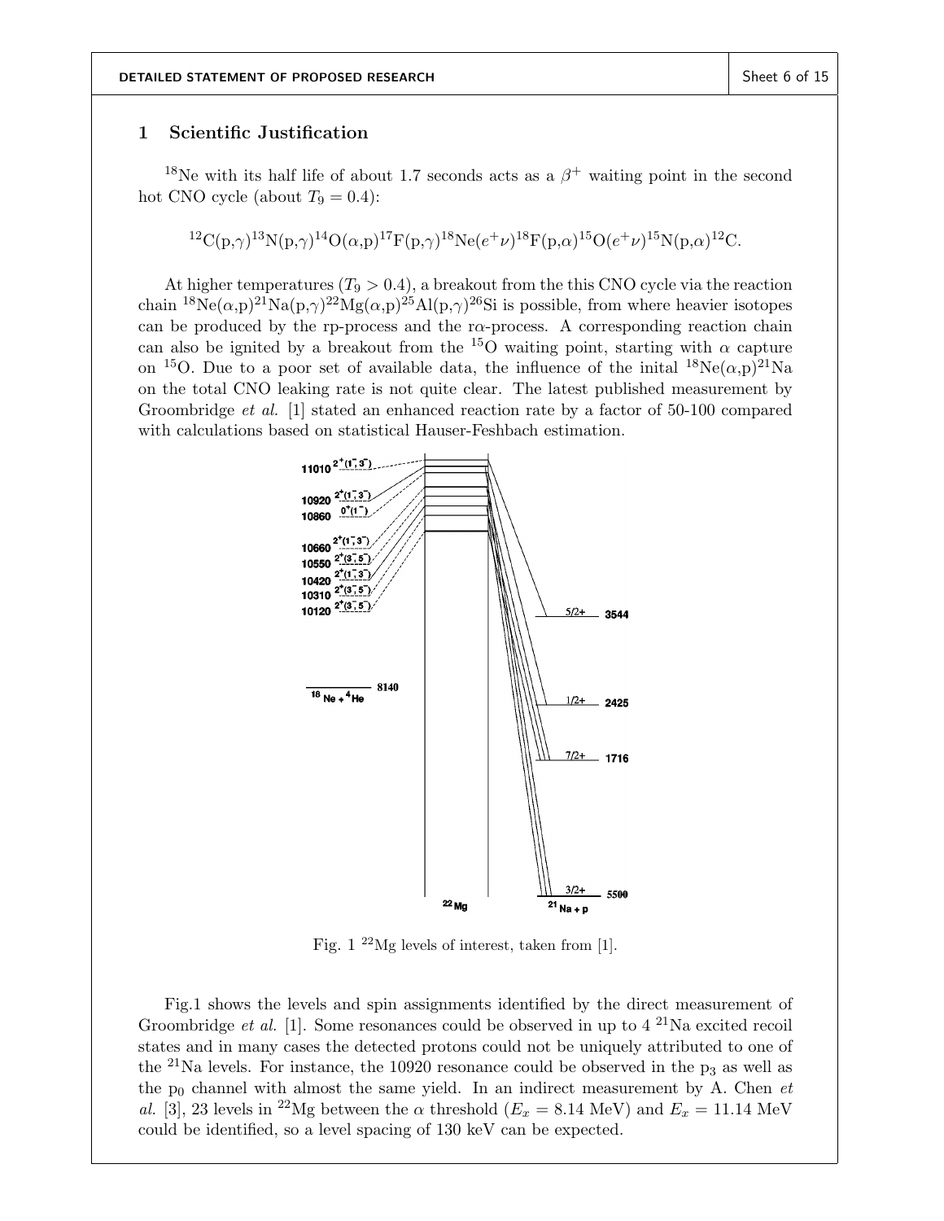## 1 Scientific Justification

$^{18}$Ne with its half life of about 1.7 seconds acts as a $\beta^+$ waiting point in the second hot CNO cycle (about $T_9 = 0.4$):

$$^{12}\text{C(p,}\gamma)^{13}\text{N(p,}\gamma)^{14}\text{O(}\alpha\text{,p)}^{17}\text{F(p,}\gamma)^{18}\text{Ne(}e^+\nu)^{18}\text{F(p,}\alpha)^{15}\text{O(}e^+\nu)^{15}\text{N(p,}\alpha)^{12}\text{C.}$$

At higher temperatures ($T_9 > 0.4$), a breakout from the this CNO cycle via the reaction chain $^{18}$Ne($\alpha$,p)$^{21}$Na(p,$\gamma$)$^{22}$Mg($\alpha$,p)$^{25}$Al(p,$\gamma$)$^{26}$Si is possible, from where heavier isotopes can be produced by the rp-process and the r$\alpha$-process. A corresponding reaction chain can also be ignited by a breakout from the $^{15}$O waiting point, starting with $\alpha$ capture on $^{15}$O. Due to a poor set of available data, the influence of the inital $^{18}$Ne($\alpha$,p)$^{21}$Na on the total CNO leaking rate is not quite clear. The latest published measurement by Groombridge *et al.* [1] stated an enhanced reaction rate by a factor of 50-100 compared with calculations based on statistical Hauser-Feshbach estimation.

Fig. 1 $^{22}$Mg levels of interest, taken from [1].

Fig.1 shows the levels and spin assignments identified by the direct measurement of Groombridge *et al.* [1]. Some resonances could be observed in up to 4 $^{21}$Na excited recoil states and in many cases the detected protons could not be uniquely attributed to one of the $^{21}$Na levels. For instance, the 10920 resonance could be observed in the $p_3$ as well as the $p_0$ channel with almost the same yield. In an indirect measurement by A. Chen *et al.* [3], 23 levels in $^{22}$Mg between the $\alpha$ threshold ($E_x = 8.14$ MeV) and $E_x = 11.14$ MeV could be identified, so a level spacing of 130 keV can be expected.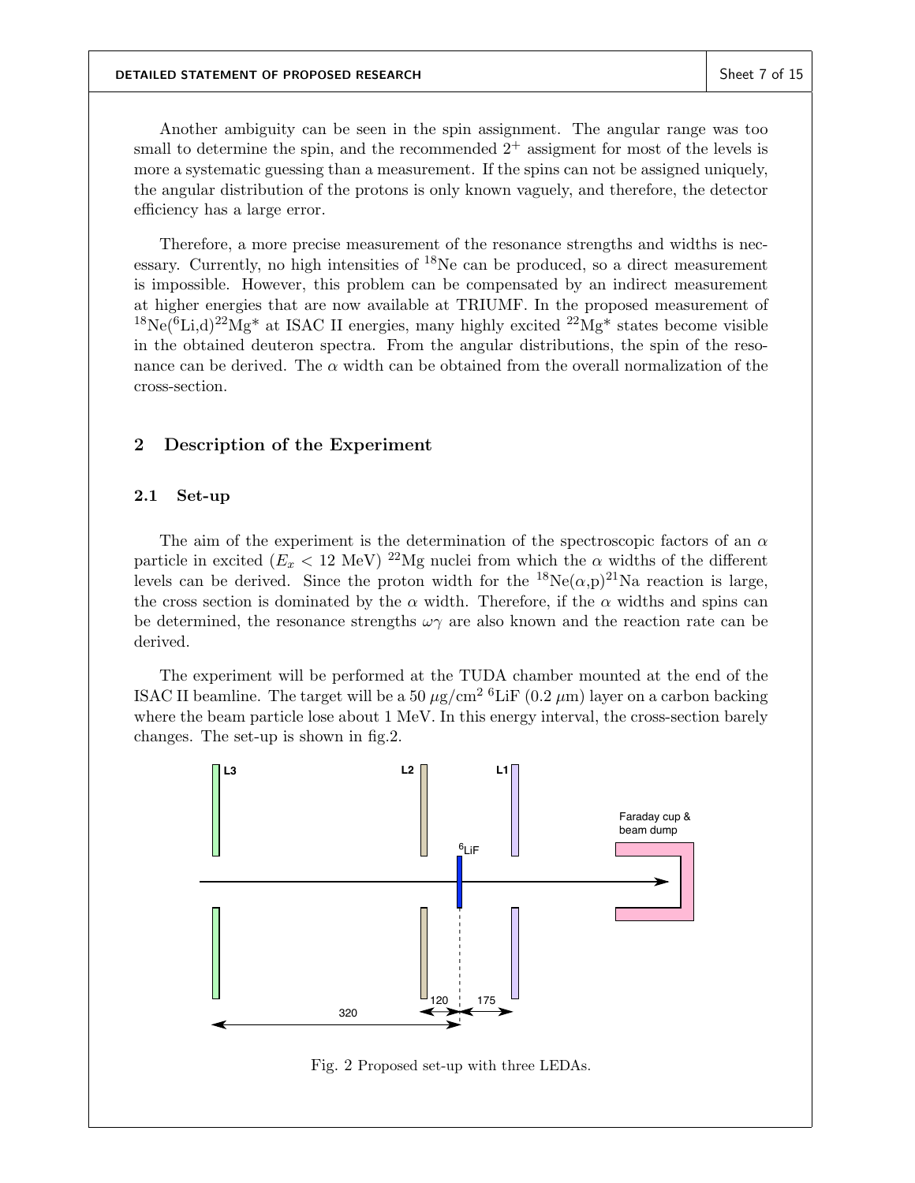Another ambiguity can be seen in the spin assignment. The angular range was too small to determine the spin, and the recommended $2^+$ assigment for most of the levels is more a systematic guessing than a measurement. If the spins can not be assigned uniquely, the angular distribution of the protons is only known vaguely, and therefore, the detector efficiency has a large error.

Therefore, a more precise measurement of the resonance strengths and widths is necessary. Currently, no high intensities of $^{18}$Ne can be produced, so a direct measurement is impossible. However, this problem can be compensated by an indirect measurement at higher energies that are now available at TRIUMF. In the proposed measurement of $^{18}$Ne($^{6}$Li,d)$^{22}$Mg* at ISAC II energies, many highly excited $^{22}$Mg* states become visible in the obtained deuteron spectra. From the angular distributions, the spin of the resonance can be derived. The $\alpha$ width can be obtained from the overall normalization of the cross-section.

## 2 Description of the Experiment

### 2.1 Set-up

The aim of the experiment is the determination of the spectroscopic factors of an $\alpha$ particle in excited ($E_x < 12$ MeV) $^{22}$Mg nuclei from which the $\alpha$ widths of the different levels can be derived. Since the proton width for the $^{18}$Ne($\alpha$,p)$^{21}$Na reaction is large, the cross section is dominated by the $\alpha$ width. Therefore, if the $\alpha$ widths and spins can be determined, the resonance strengths $\omega\gamma$ are also known and the reaction rate can be derived.

The experiment will be performed at the TUDA chamber mounted at the end of the ISAC II beamline. The target will be a 50 $\mu$g/cm$^2$ $^6$LiF (0.2 $\mu$m) layer on a carbon backing where the beam particle lose about 1 MeV. In this energy interval, the cross-section barely changes. The set-up is shown in fig.2.

L3 L2 L1 Faraday cup & beam dump $^6$LiF 320 120 175

Fig. 2 Proposed set-up with three LEDAs.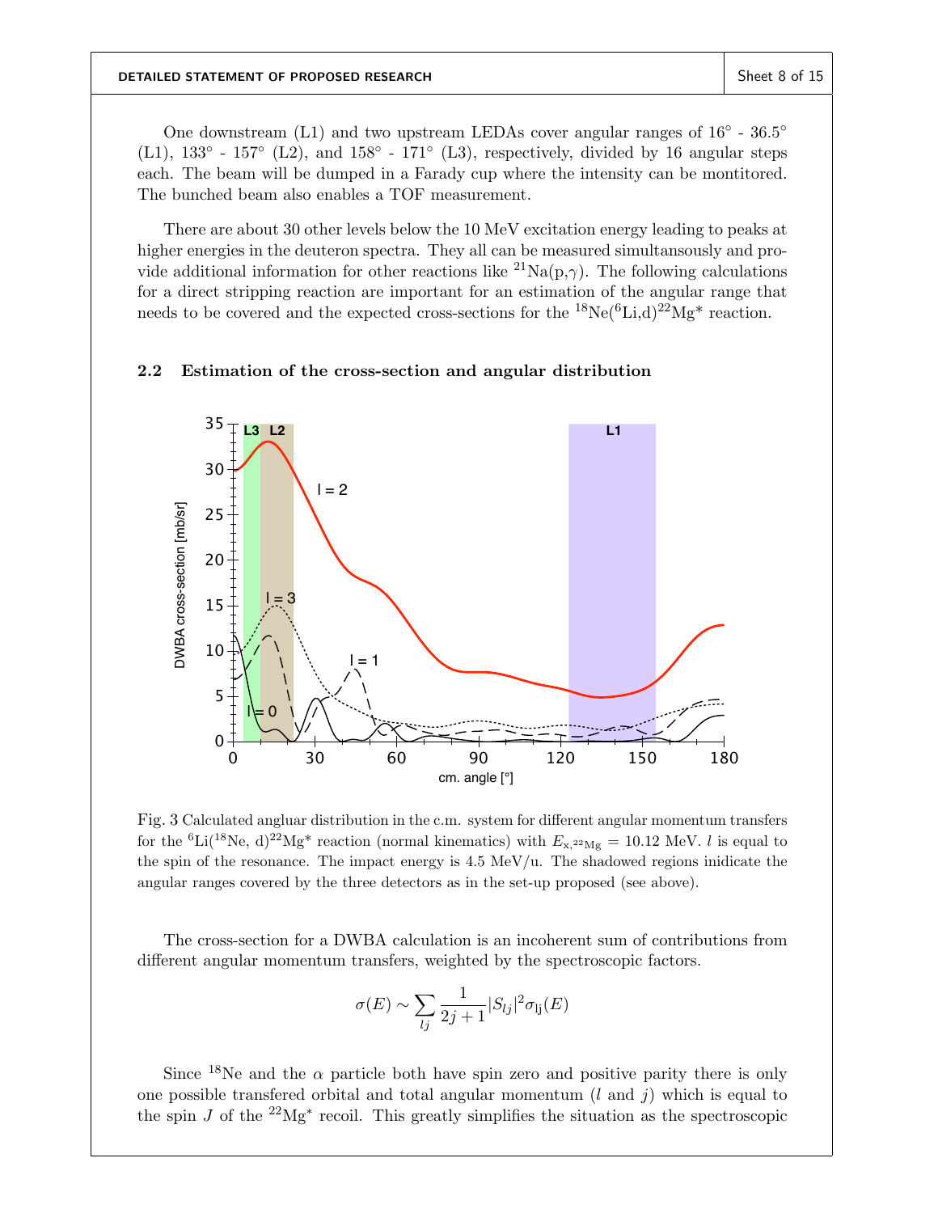One downstream (L1) and two upstream LEDAs cover angular ranges of 16° - 36.5° (L1), 133° - 157° (L2), and 158° - 171° (L3), respectively, divided by 16 angular steps each. The beam will be dumped in a Farady cup where the intensity can be montitored. The bunched beam also enables a TOF measurement.

There are about 30 other levels below the 10 MeV excitation energy leading to peaks at higher energies in the deuteron spectra. They all can be measured simultansously and provide additional information for other reactions like $^{21}$Na(p,$\gamma$). The following calculations for a direct stripping reaction are important for an estimation of the angular range that needs to be covered and the expected cross-sections for the $^{18}$Ne($^{6}$Li,d)$^{22}$Mg* reaction.

### 2.2 Estimation of the cross-section and angular distribution

Fig. 3 Calculated angluar distribution in the c.m. system for different angular momentum transfers for the $^{6}$Li($^{18}$Ne, d)$^{22}$Mg* reaction (normal kinematics) with $E_{x,^{22}Mg} = 10.12$ MeV. $l$ is equal to the spin of the resonance. The impact energy is 4.5 MeV/u. The shadowed regions inidicate the angular ranges covered by the three detectors as in the set-up proposed (see above).

The cross-section for a DWBA calculation is an incoherent sum of contributions from different angular momentum transfers, weighted by the spectroscopic factors.

$$\sigma(E) \sim \sum_{lj} \frac{1}{2j+1} |S_{lj}|^2 \sigma_{\rm lj}(E)$$

Since $^{18}$Ne and the $\alpha$ particle both have spin zero and positive parity there is only one possible transfered orbital and total angular momentum ($l$ and $j$) which is equal to the spin $J$ of the $^{22}$Mg* recoil. This greatly simplifies the situation as the spectroscopic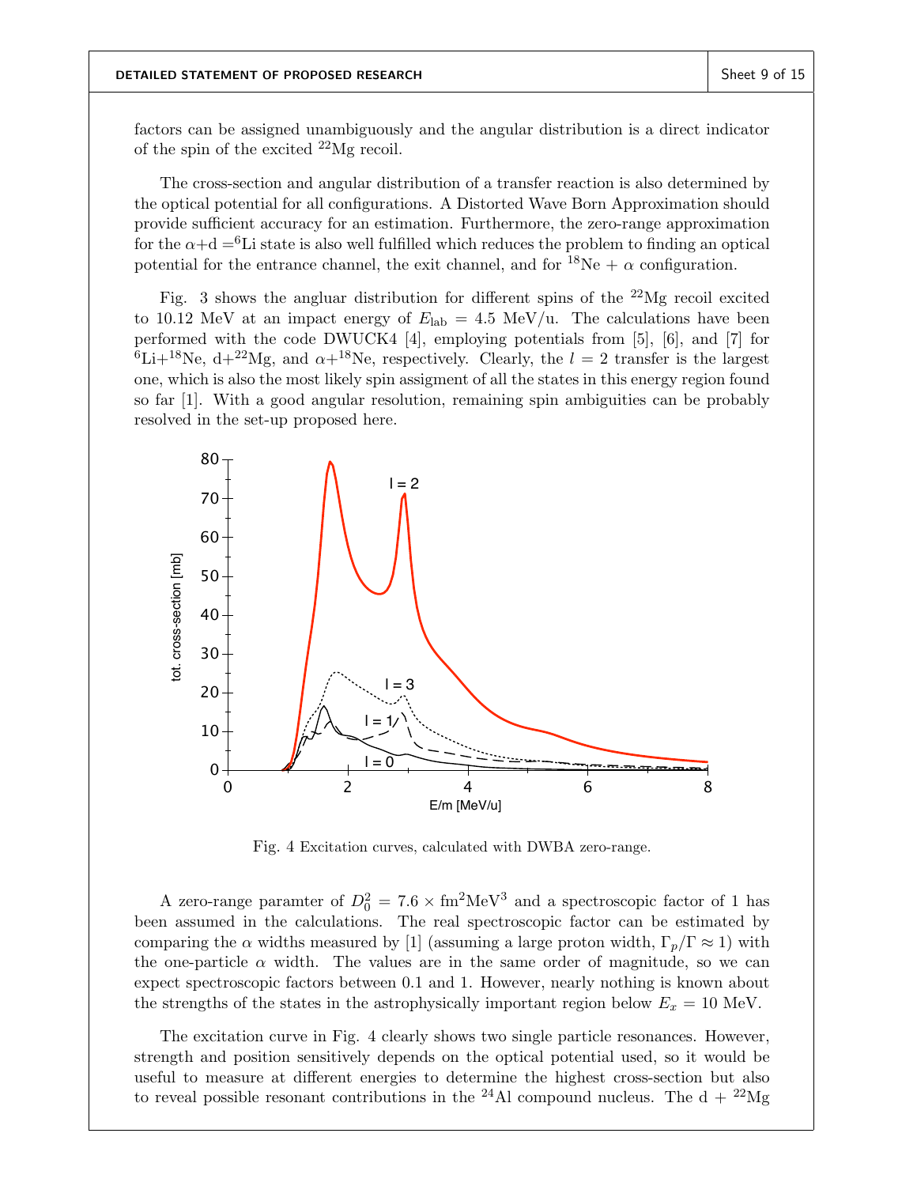factors can be assigned unambiguously and the angular distribution is a direct indicator of the spin of the excited $^{22}$Mg recoil.

The cross-section and angular distribution of a transfer reaction is also determined by the optical potential for all configurations. A Distorted Wave Born Approximation should provide sufficient accuracy for an estimation. Furthermore, the zero-range approximation for the $\alpha$+d =$^{6}$Li state is also well fulfilled which reduces the problem to finding an optical potential for the entrance channel, the exit channel, and for $^{18}$Ne + $\alpha$ configuration.

Fig. 3 shows the angluar distribution for different spins of the $^{22}$Mg recoil excited to 10.12 MeV at an impact energy of $E_{\text{lab}} = 4.5$ MeV/u. The calculations have been performed with the code DWUCK4 [4], employing potentials from [5], [6], and [7] for $^{6}$Li+$^{18}$Ne, d+$^{22}$Mg, and $\alpha$+$^{18}$Ne, respectively. Clearly, the $l = 2$ transfer is the largest one, which is also the most likely spin assigment of all the states in this energy region found so far [1]. With a good angular resolution, remaining spin ambiguities can be probably resolved in the set-up proposed here.

Fig. 4 Excitation curves, calculated with DWBA zero-range.

A zero-range paramter of $D_0^2 = 7.6 \times \text{fm}^2\text{MeV}^3$ and a spectroscopic factor of 1 has been assumed in the calculations. The real spectroscopic factor can be estimated by comparing the $\alpha$ widths measured by [1] (assuming a large proton width, $\Gamma_p/\Gamma \approx 1$) with the one-particle $\alpha$ width. The values are in the same order of magnitude, so we can expect spectroscopic factors between 0.1 and 1. However, nearly nothing is known about the strengths of the states in the astrophysically important region below $E_x = 10$ MeV.

The excitation curve in Fig. 4 clearly shows two single particle resonances. However, strength and position sensitively depends on the optical potential used, so it would be useful to measure at different energies to determine the highest cross-section but also to reveal possible resonant contributions in the $^{24}$Al compound nucleus. The d + $^{22}$Mg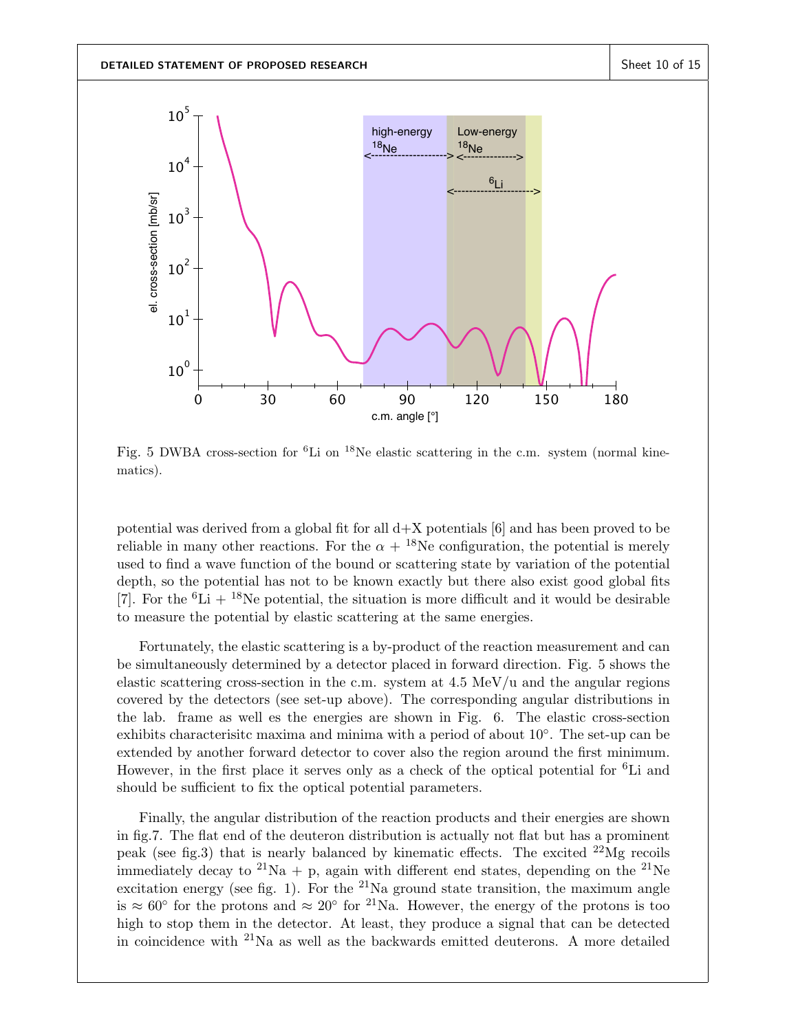Fig. 5 DWBA cross-section for $^{6}$Li on $^{18}$Ne elastic scattering in the c.m. system (normal kinematics).

potential was derived from a global fit for all d+X potentials [6] and has been proved to be reliable in many other reactions. For the $\alpha$ + $^{18}$Ne configuration, the potential is merely used to find a wave function of the bound or scattering state by variation of the potential depth, so the potential has not to be known exactly but there also exist good global fits [7]. For the $^{6}$Li + $^{18}$Ne potential, the situation is more difficult and it would be desirable to measure the potential by elastic scattering at the same energies.

Fortunately, the elastic scattering is a by-product of the reaction measurement and can be simultaneously determined by a detector placed in forward direction. Fig. 5 shows the elastic scattering cross-section in the c.m. system at 4.5 MeV/u and the angular regions covered by the detectors (see set-up above). The corresponding angular distributions in the lab. frame as well es the energies are shown in Fig. 6. The elastic cross-section exhibits characterisitc maxima and minima with a period of about 10°. The set-up can be extended by another forward detector to cover also the region around the first minimum. However, in the first place it serves only as a check of the optical potential for $^{6}$Li and should be sufficient to fix the optical potential parameters.

Finally, the angular distribution of the reaction products and their energies are shown in fig.7. The flat end of the deuteron distribution is actually not flat but has a prominent peak (see fig.3) that is nearly balanced by kinematic effects. The excited $^{22}$Mg recoils immediately decay to $^{21}$Na + p, again with different end states, depending on the $^{21}$Ne excitation energy (see fig. 1). For the $^{21}$Na ground state transition, the maximum angle is $\approx 60°$ for the protons and $\approx 20°$ for $^{21}$Na. However, the energy of the protons is too high to stop them in the detector. At least, they produce a signal that can be detected in coincidence with $^{21}$Na as well as the backwards emitted deuterons. A more detailed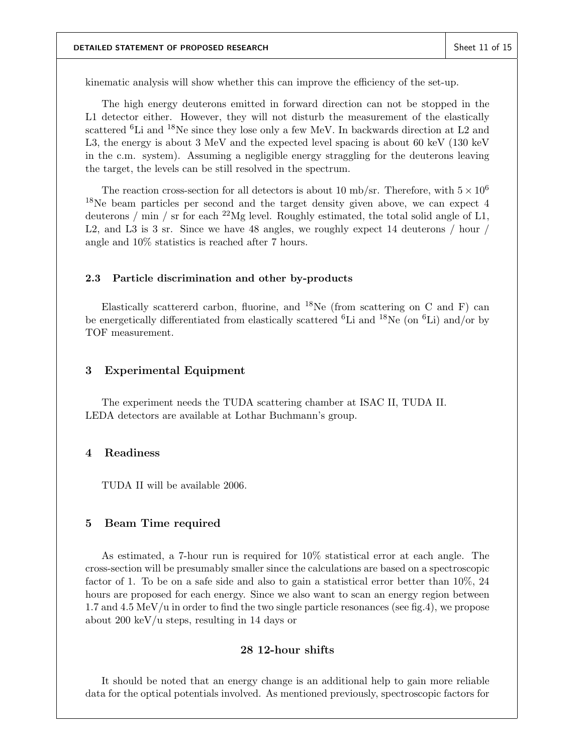kinematic analysis will show whether this can improve the efficiency of the set-up.

The high energy deuterons emitted in forward direction can not be stopped in the L1 detector either. However, they will not disturb the measurement of the elastically scattered $^{6}$Li and $^{18}$Ne since they lose only a few MeV. In backwards direction at L2 and L3, the energy is about 3 MeV and the expected level spacing is about 60 keV (130 keV in the c.m. system). Assuming a negligible energy straggling for the deuterons leaving the target, the levels can be still resolved in the spectrum.

The reaction cross-section for all detectors is about 10 mb/sr. Therefore, with $5 \times 10^{6}$ $^{18}$Ne beam particles per second and the target density given above, we can expect 4 deuterons / min / sr for each $^{22}$Mg level. Roughly estimated, the total solid angle of L1, L2, and L3 is 3 sr. Since we have 48 angles, we roughly expect 14 deuterons / hour / angle and 10% statistics is reached after 7 hours.

### 2.3 Particle discrimination and other by-products

Elastically scatterered carbon, fluorine, and $^{18}$Ne (from scattering on C and F) can be energetically differentiated from elastically scattered $^{6}$Li and $^{18}$Ne (on $^{6}$Li) and/or by TOF measurement.

## 3 Experimental Equipment

The experiment needs the TUDA scattering chamber at ISAC II, TUDA II.
LEDA detectors are available at Lothar Buchmann's group.

## 4 Readiness

TUDA II will be available 2006.

## 5 Beam Time required

As estimated, a 7-hour run is required for 10% statistical error at each angle. The cross-section will be presumably smaller since the calculations are based on a spectroscopic factor of 1. To be on a safe side and also to gain a statistical error better than 10%, 24 hours are proposed for each energy. Since we also want to scan an energy region between 1.7 and 4.5 MeV/u in order to find the two single particle resonances (see fig.4), we propose about 200 keV/u steps, resulting in 14 days or

**28 12-hour shifts**

It should be noted that an energy change is an additional help to gain more reliable data for the optical potentials involved. As mentioned previously, spectroscopic factors for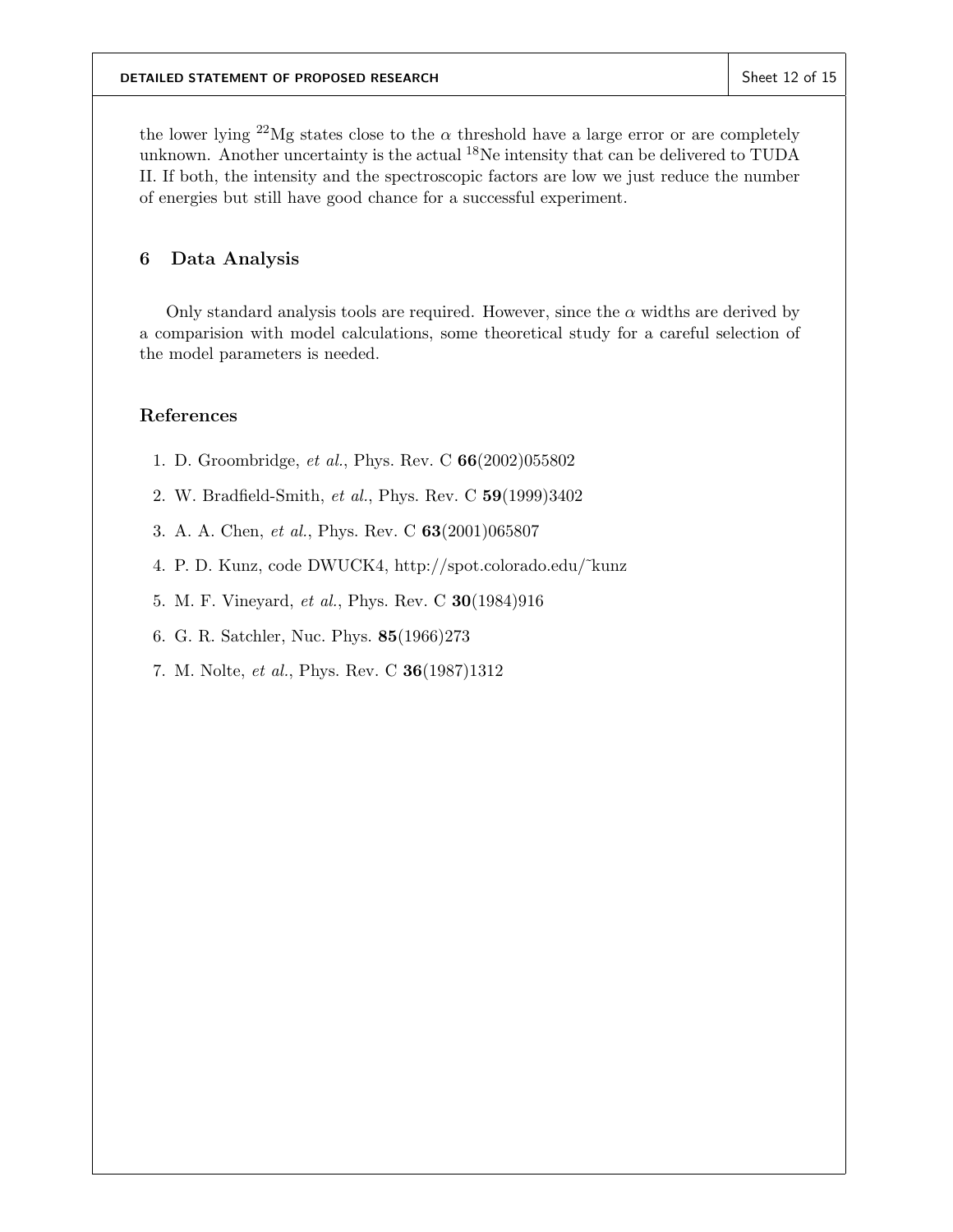the lower lying $^{22}$Mg states close to the $\alpha$ threshold have a large error or are completely unknown. Another uncertainty is the actual $^{18}$Ne intensity that can be delivered to TUDA II. If both, the intensity and the spectroscopic factors are low we just reduce the number of energies but still have good chance for a successful experiment.

## 6 Data Analysis

Only standard analysis tools are required. However, since the $\alpha$ widths are derived by a comparision with model calculations, some theoretical study for a careful selection of the model parameters is needed.

## References

1. D. Groombridge, *et al.*, Phys. Rev. C **66**(2002)055802
2. W. Bradfield-Smith, *et al.*, Phys. Rev. C **59**(1999)3402
3. A. A. Chen, *et al.*, Phys. Rev. C **63**(2001)065807
4. P. D. Kunz, code DWUCK4, http://spot.colorado.edu/˜kunz
5. M. F. Vineyard, *et al.*, Phys. Rev. C **30**(1984)916
6. G. R. Satchler, Nuc. Phys. **85**(1966)273
7. M. Nolte, *et al.*, Phys. Rev. C **36**(1987)1312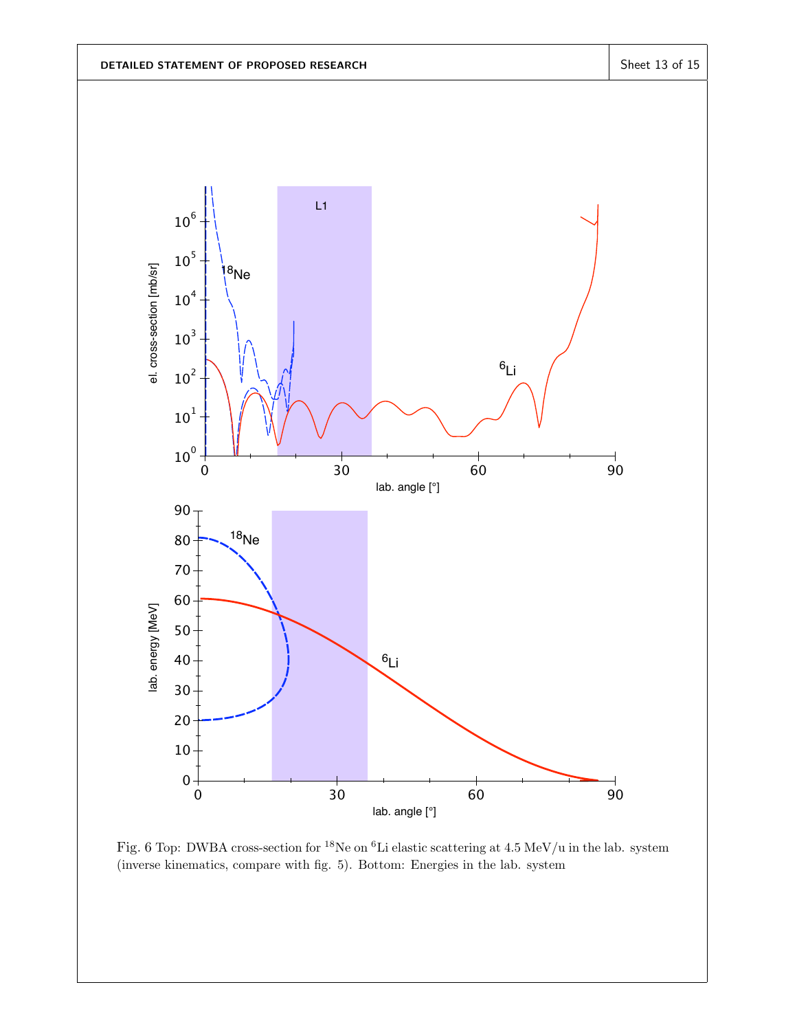Fig. 6 Top: DWBA cross-section for $^{18}$Ne on $^{6}$Li elastic scattering at 4.5 MeV/u in the lab. system (inverse kinematics, compare with fig. 5). Bottom: Energies in the lab. system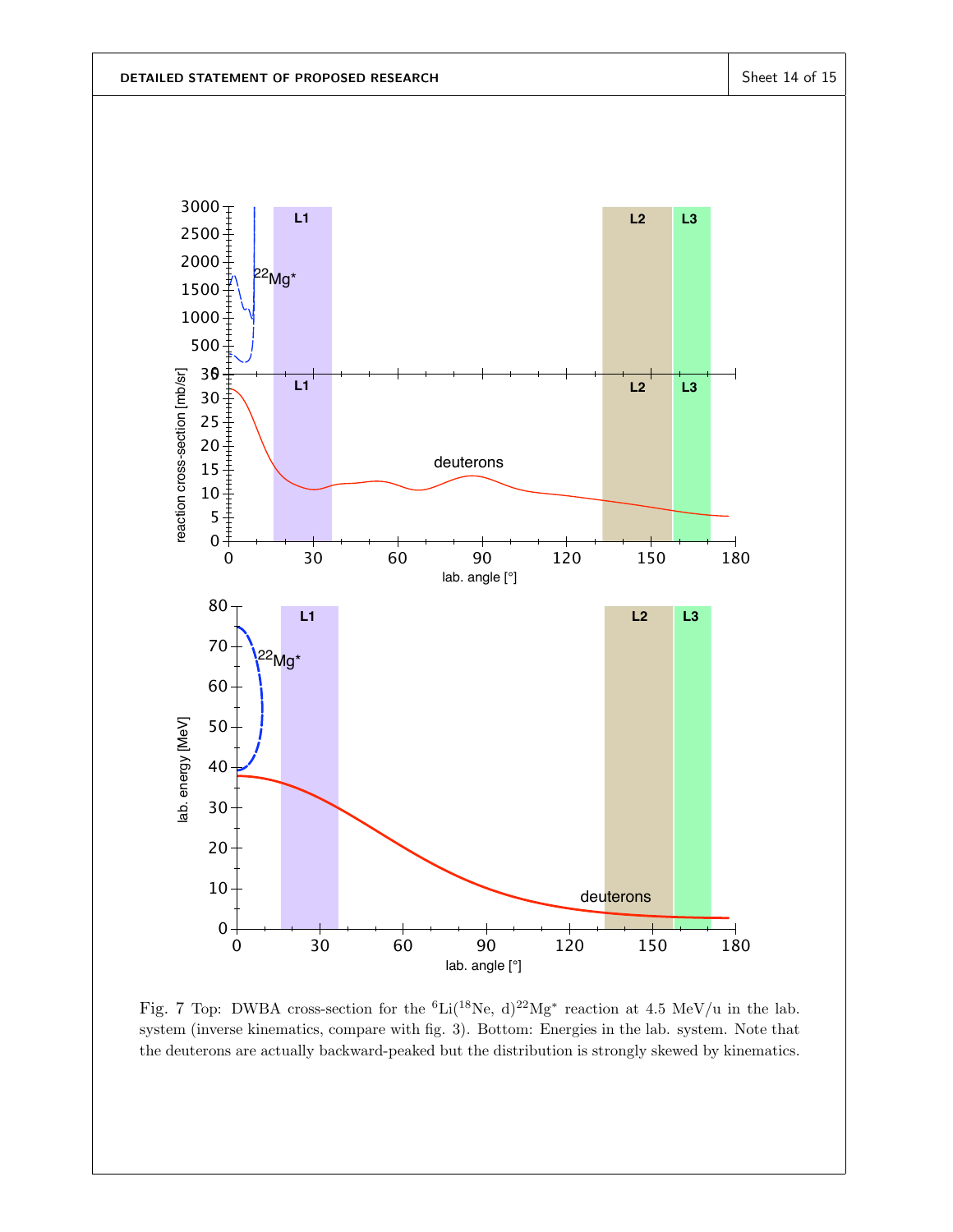Fig. 7 Top: DWBA cross-section for the $^{6}$Li($^{18}$Ne, d)$^{22}$Mg$^{*}$ reaction at 4.5 MeV/u in the lab. system (inverse kinematics, compare with fig. 3). Bottom: Energies in the lab. system. Note that the deuterons are actually backward-peaked but the distribution is strongly skewed by kinematics.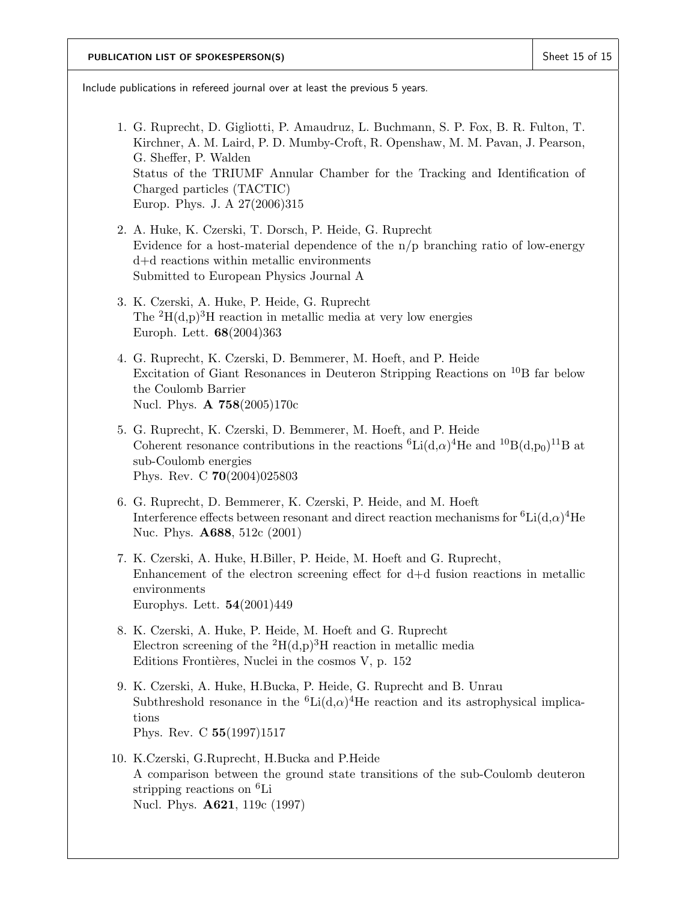## PUBLICATION LIST OF SPOKESPERSON(S)

Include publications in refereed journal over at least the previous 5 years.

1. G. Ruprecht, D. Gigliotti, P. Amaudruz, L. Buchmann, S. P. Fox, B. R. Fulton, T. Kirchner, A. M. Laird, P. D. Mumby-Croft, R. Openshaw, M. M. Pavan, J. Pearson, G. Sheffer, P. Walden
   Status of the TRIUMF Annular Chamber for the Tracking and Identification of Charged particles (TACTIC)
   Europ. Phys. J. A 27(2006)315

2. A. Huke, K. Czerski, T. Dorsch, P. Heide, G. Ruprecht
   Evidence for a host-material dependence of the n/p branching ratio of low-energy d+d reactions within metallic environments
   Submitted to European Physics Journal A

3. K. Czerski, A. Huke, P. Heide, G. Ruprecht
   The $^{2}$H(d,p)$^{3}$H reaction in metallic media at very low energies
   Europh. Lett. **68**(2004)363

4. G. Ruprecht, K. Czerski, D. Bemmerer, M. Hoeft, and P. Heide
   Excitation of Giant Resonances in Deuteron Stripping Reactions on $^{10}$B far below the Coulomb Barrier
   Nucl. Phys. **A 758**(2005)170c

5. G. Ruprecht, K. Czerski, D. Bemmerer, M. Hoeft, and P. Heide
   Coherent resonance contributions in the reactions $^{6}$Li(d,$\alpha$)$^{4}$He and $^{10}$B(d,p$_0$)$^{11}$B at sub-Coulomb energies
   Phys. Rev. C **70**(2004)025803

6. G. Ruprecht, D. Bemmerer, K. Czerski, P. Heide, and M. Hoeft
   Interference effects between resonant and direct reaction mechanisms for $^{6}$Li(d,$\alpha$)$^{4}$He
   Nuc. Phys. **A688**, 512c (2001)

7. K. Czerski, A. Huke, H.Biller, P. Heide, M. Hoeft and G. Ruprecht,
   Enhancement of the electron screening effect for d+d fusion reactions in metallic environments
   Europhys. Lett. **54**(2001)449

8. K. Czerski, A. Huke, P. Heide, M. Hoeft and G. Ruprecht
   Electron screening of the $^{2}$H(d,p)$^{3}$H reaction in metallic media
   Editions Frontières, Nuclei in the cosmos V, p. 152

9. K. Czerski, A. Huke, H.Bucka, P. Heide, G. Ruprecht and B. Unrau
   Subthreshold resonance in the $^{6}$Li(d,$\alpha$)$^{4}$He reaction and its astrophysical implications
   Phys. Rev. C **55**(1997)1517

10. K.Czerski, G.Ruprecht, H.Bucka and P.Heide
    A comparison between the ground state transitions of the sub-Coulomb deuteron stripping reactions on $^{6}$Li
    Nucl. Phys. **A621**, 119c (1997)